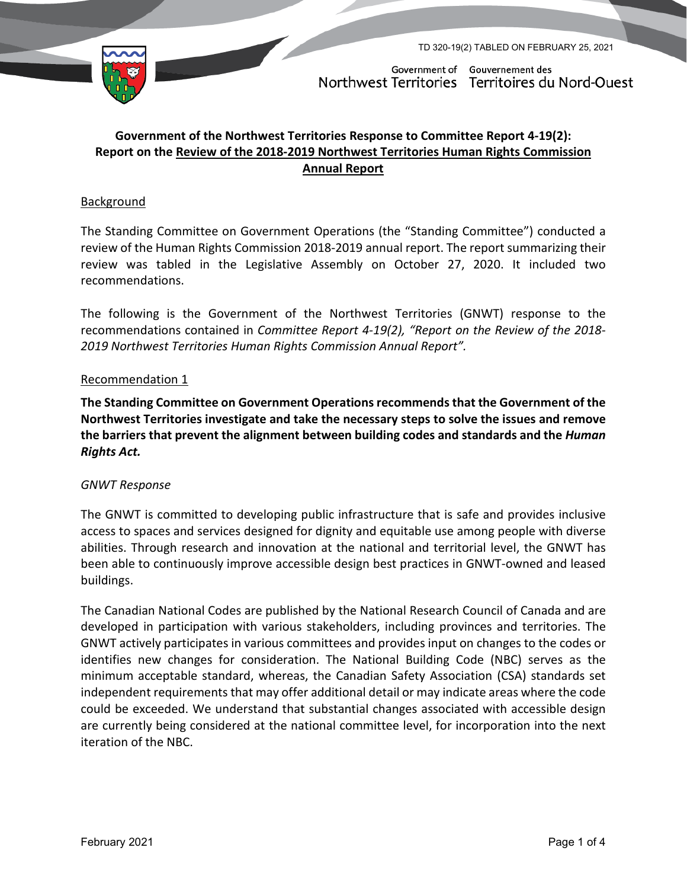TD 320-19(2) TABLED ON FEBRUARY 25, 2021

Government of Northwest Territories | Gouvernement des Territoires du Nord-Ouest

# Government of the Northwest Territories Response to Committee Report 4-19(2): Report on the Review of the 2018-2019 Northwest Territories Human Rights Commission Annual Report

## Background

The Standing Committee on Government Operations (the "Standing Committee") conducted a review of the Human Rights Commission 2018-2019 annual report. The report summarizing their review was tabled in the Legislative Assembly on October 27, 2020. It included two recommendations.

The following is the Government of the Northwest Territories (GNWT) response to the recommendations contained in *Committee Report 4-19(2), "Report on the Review of the 2018-2019 Northwest Territories Human Rights Commission Annual Report"*.

## Recommendation 1

**The Standing Committee on Government Operations recommends that the Government of the Northwest Territories investigate and take the necessary steps to solve the issues and remove the barriers that prevent the alignment between building codes and standards and the *Human Rights Act.***

### *GNWT Response*

The GNWT is committed to developing public infrastructure that is safe and provides inclusive access to spaces and services designed for dignity and equitable use among people with diverse abilities. Through research and innovation at the national and territorial level, the GNWT has been able to continuously improve accessible design best practices in GNWT-owned and leased buildings.

The Canadian National Codes are published by the National Research Council of Canada and are developed in participation with various stakeholders, including provinces and territories. The GNWT actively participates in various committees and provides input on changes to the codes or identifies new changes for consideration. The National Building Code (NBC) serves as the minimum acceptable standard, whereas, the Canadian Safety Association (CSA) standards set independent requirements that may offer additional detail or may indicate areas where the code could be exceeded. We understand that substantial changes associated with accessible design are currently being considered at the national committee level, for incorporation into the next iteration of the NBC.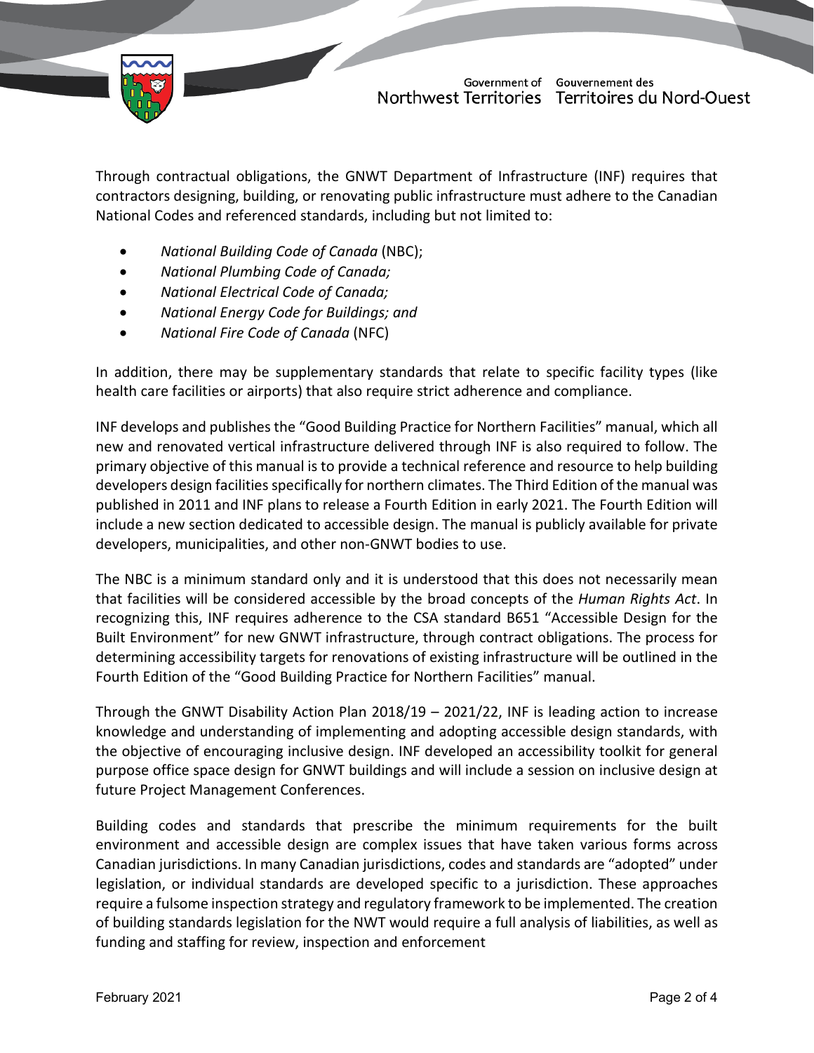Through contractual obligations, the GNWT Department of Infrastructure (INF) requires that contractors designing, building, or renovating public infrastructure must adhere to the Canadian National Codes and referenced standards, including but not limited to:

- *National Building Code of Canada* (NBC);
- *National Plumbing Code of Canada;*
- *National Electrical Code of Canada;*
- *National Energy Code for Buildings; and*
- *National Fire Code of Canada* (NFC)

In addition, there may be supplementary standards that relate to specific facility types (like health care facilities or airports) that also require strict adherence and compliance.

INF develops and publishes the "Good Building Practice for Northern Facilities" manual, which all new and renovated vertical infrastructure delivered through INF is also required to follow. The primary objective of this manual is to provide a technical reference and resource to help building developers design facilities specifically for northern climates. The Third Edition of the manual was published in 2011 and INF plans to release a Fourth Edition in early 2021. The Fourth Edition will include a new section dedicated to accessible design. The manual is publicly available for private developers, municipalities, and other non-GNWT bodies to use.

The NBC is a minimum standard only and it is understood that this does not necessarily mean that facilities will be considered accessible by the broad concepts of the *Human Rights Act*. In recognizing this, INF requires adherence to the CSA standard B651 "Accessible Design for the Built Environment" for new GNWT infrastructure, through contract obligations. The process for determining accessibility targets for renovations of existing infrastructure will be outlined in the Fourth Edition of the "Good Building Practice for Northern Facilities" manual.

Through the GNWT Disability Action Plan 2018/19 – 2021/22, INF is leading action to increase knowledge and understanding of implementing and adopting accessible design standards, with the objective of encouraging inclusive design. INF developed an accessibility toolkit for general purpose office space design for GNWT buildings and will include a session on inclusive design at future Project Management Conferences.

Building codes and standards that prescribe the minimum requirements for the built environment and accessible design are complex issues that have taken various forms across Canadian jurisdictions. In many Canadian jurisdictions, codes and standards are "adopted" under legislation, or individual standards are developed specific to a jurisdiction. These approaches require a fulsome inspection strategy and regulatory framework to be implemented. The creation of building standards legislation for the NWT would require a full analysis of liabilities, as well as funding and staffing for review, inspection and enforcement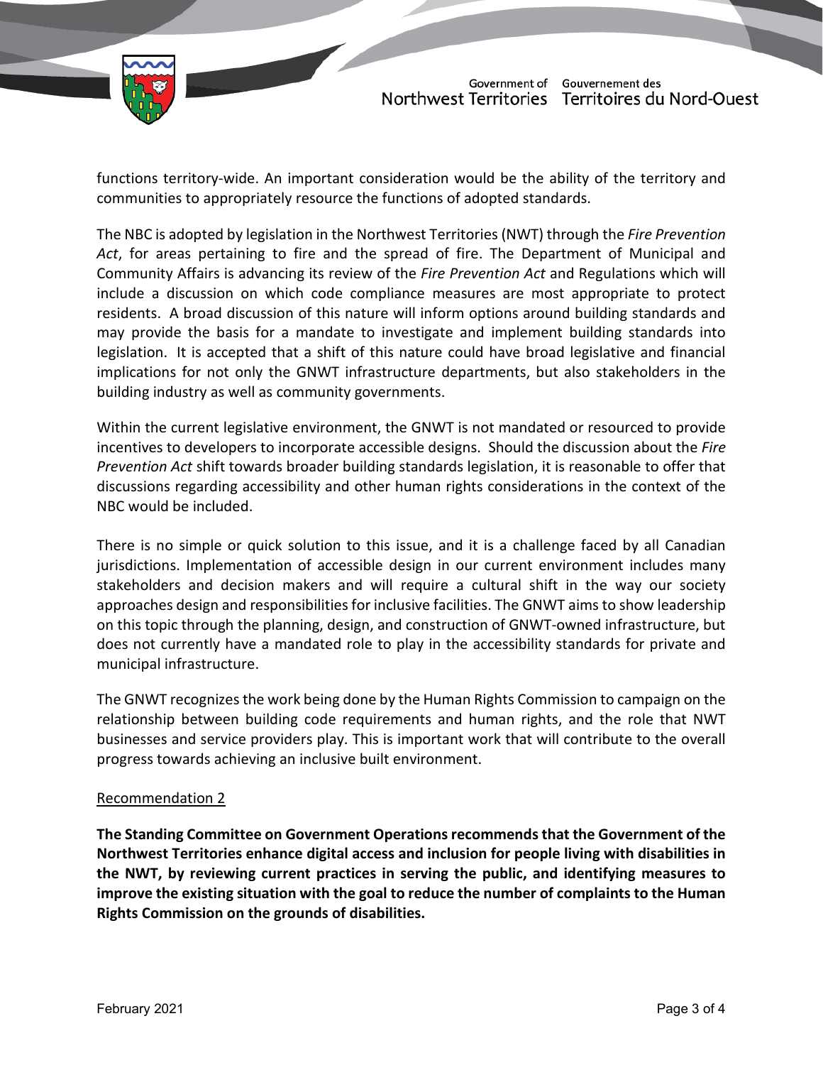functions territory-wide. An important consideration would be the ability of the territory and communities to appropriately resource the functions of adopted standards.

The NBC is adopted by legislation in the Northwest Territories (NWT) through the *Fire Prevention Act*, for areas pertaining to fire and the spread of fire. The Department of Municipal and Community Affairs is advancing its review of the *Fire Prevention Act* and Regulations which will include a discussion on which code compliance measures are most appropriate to protect residents. A broad discussion of this nature will inform options around building standards and may provide the basis for a mandate to investigate and implement building standards into legislation. It is accepted that a shift of this nature could have broad legislative and financial implications for not only the GNWT infrastructure departments, but also stakeholders in the building industry as well as community governments.

Within the current legislative environment, the GNWT is not mandated or resourced to provide incentives to developers to incorporate accessible designs. Should the discussion about the *Fire Prevention Act* shift towards broader building standards legislation, it is reasonable to offer that discussions regarding accessibility and other human rights considerations in the context of the NBC would be included.

There is no simple or quick solution to this issue, and it is a challenge faced by all Canadian jurisdictions. Implementation of accessible design in our current environment includes many stakeholders and decision makers and will require a cultural shift in the way our society approaches design and responsibilities for inclusive facilities. The GNWT aims to show leadership on this topic through the planning, design, and construction of GNWT-owned infrastructure, but does not currently have a mandated role to play in the accessibility standards for private and municipal infrastructure.

The GNWT recognizes the work being done by the Human Rights Commission to campaign on the relationship between building code requirements and human rights, and the role that NWT businesses and service providers play. This is important work that will contribute to the overall progress towards achieving an inclusive built environment.

<u>Recommendation 2</u>

**The Standing Committee on Government Operations recommends that the Government of the Northwest Territories enhance digital access and inclusion for people living with disabilities in the NWT, by reviewing current practices in serving the public, and identifying measures to improve the existing situation with the goal to reduce the number of complaints to the Human Rights Commission on the grounds of disabilities.**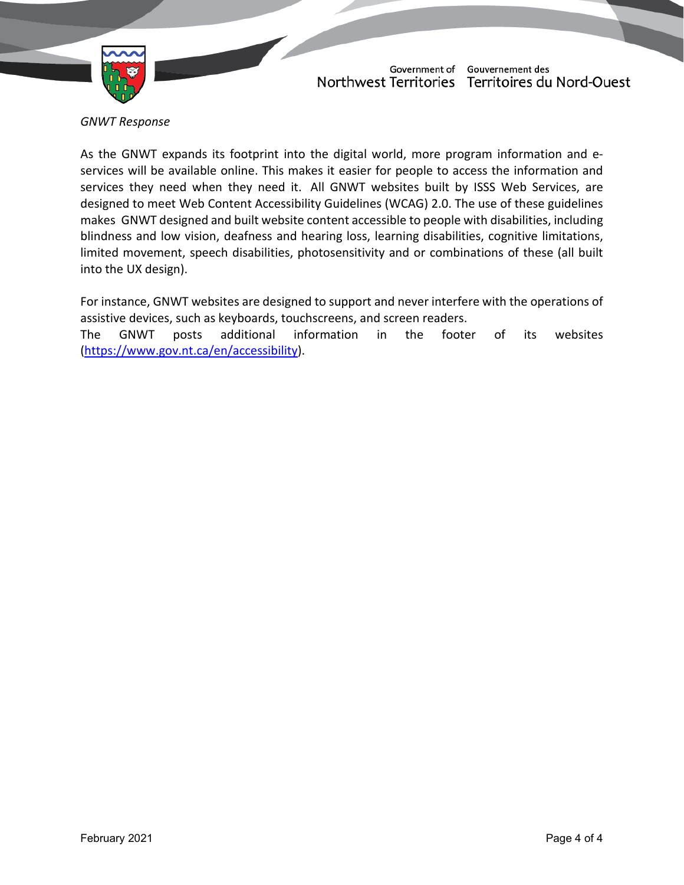*GNWT Response*

As the GNWT expands its footprint into the digital world, more program information and e-services will be available online. This makes it easier for people to access the information and services they need when they need it. All GNWT websites built by ISSS Web Services, are designed to meet Web Content Accessibility Guidelines (WCAG) 2.0. The use of these guidelines makes GNWT designed and built website content accessible to people with disabilities, including blindness and low vision, deafness and hearing loss, learning disabilities, cognitive limitations, limited movement, speech disabilities, photosensitivity and or combinations of these (all built into the UX design).

For instance, GNWT websites are designed to support and never interfere with the operations of assistive devices, such as keyboards, touchscreens, and screen readers.
The GNWT posts additional information in the footer of its websites ([https://www.gov.nt.ca/en/accessibility](https://www.gov.nt.ca/en/accessibility)).